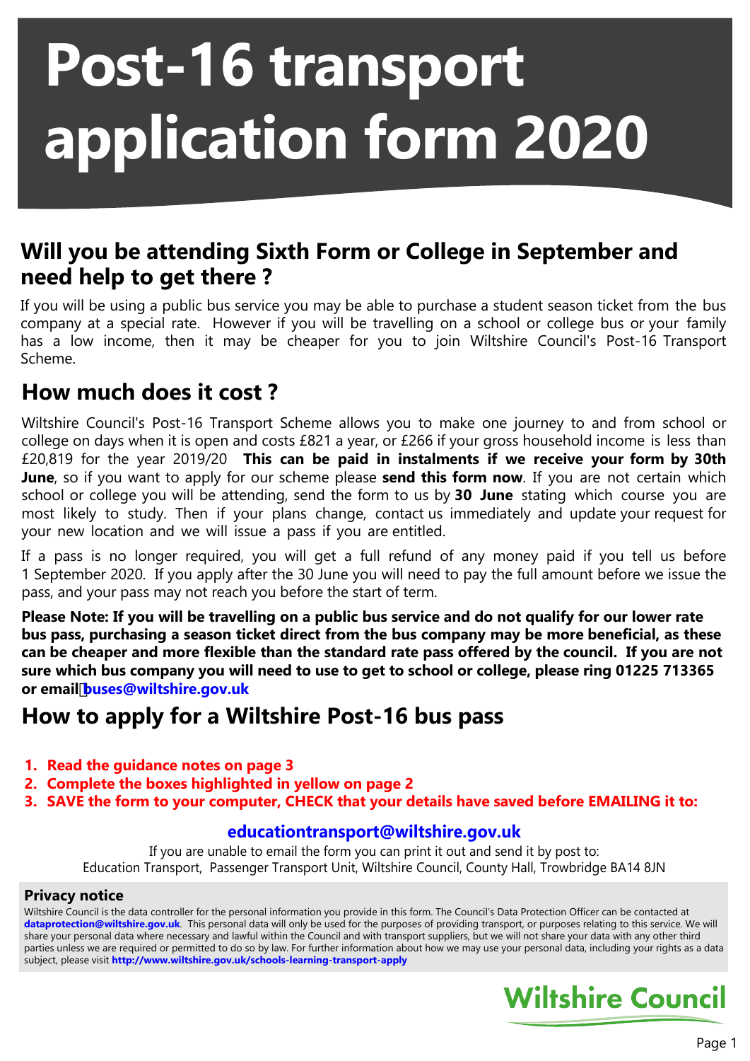# Post-16 transport application form 2020

## Will you be attending Sixth Form or College in September and need help to get there ?

If you will be using a public bus service you may be able to purchase a student season ticket from the bus company at a special rate. However if you will be travelling on a school or college bus or your family has a low income, then it may be cheaper for you to join Wiltshire Council's Post-16 Transport Scheme.

## How much does it cost ?

Wiltshire Council's Post-16 Transport Scheme allows you to make one journey to and from school or college on days when it is open and costs £821 a year, or £266 if your gross household income is less than £20,819 for the year 2019/20 **This can be paid in instalments if we receive your form by 30th June**, so if you want to apply for our scheme please **send this form now**. If you are not certain which school or college you will be attending, send the form to us by **30 June** stating which course you are most likely to study. Then if your plans change, contact us immediately and update your request for your new location and we will issue a pass if you are entitled.

If a pass is no longer required, you will get a full refund of any money paid if you tell us before 1 September 2020. If you apply after the 30 June you will need to pay the full amount before we issue the pass, and your pass may not reach you before the start of term.

**Please Note: If you will be travelling on a public bus service and do not qualify for our lower rate bus pass, purchasing a season ticket direct from the bus company may be more beneficial, as these can be cheaper and more flexible than the standard rate pass offered by the council. If you are not sure which bus company you will need to use to get to school or college, please ring 01225 713365 or email buses@wiltshire.gov.uk**

## How to apply for a Wiltshire Post-16 bus pass

1. **Read the guidance notes on page 3**
2. **Complete the boxes highlighted in yellow on page 2**
3. **SAVE the form to your computer, CHECK that your details have saved before EMAILING it to:**

**educationtransport@wiltshire.gov.uk**

If you are unable to email the form you can print it out and send it by post to:
Education Transport, Passenger Transport Unit, Wiltshire Council, County Hall, Trowbridge BA14 8JN

### Privacy notice

Wiltshire Council is the data controller for the personal information you provide in this form. The Council's Data Protection Officer can be contacted at **dataprotection@wiltshire.gov.uk**. This personal data will only be used for the purposes of providing transport, or purposes relating to this service. We will share your personal data where necessary and lawful within the Council and with transport suppliers, but we will not share your data with any other third parties unless we are required or permitted to do so by law. For further information about how we may use your personal data, including your rights as a data subject, please visit **http://www.wiltshire.gov.uk/schools-learning-transport-apply**

Wiltshire Council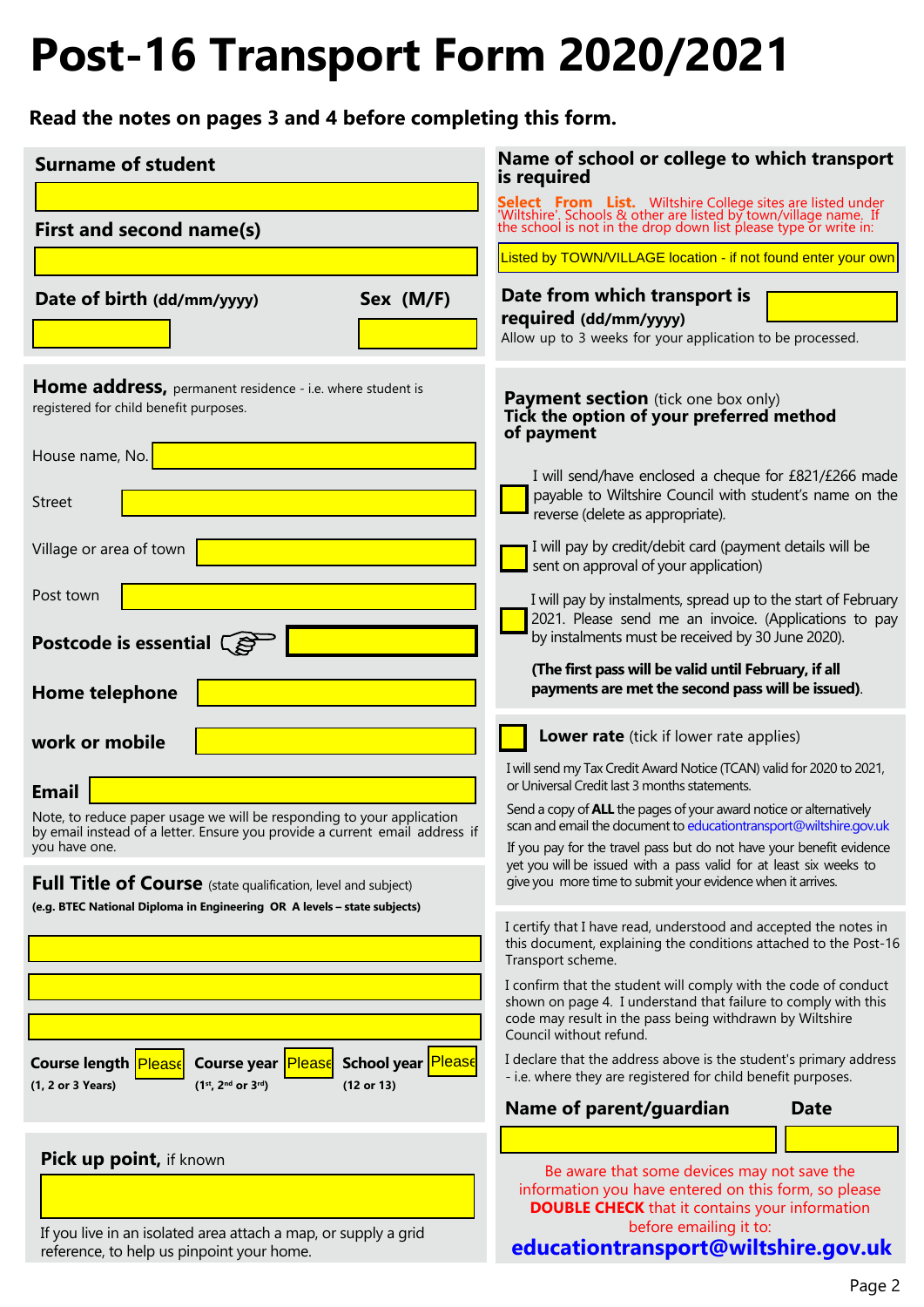# Post-16 Transport Form 2020/2021

**Read the notes on pages 3 and 4 before completing this form.**

**Surname of student**

**First and second name(s)**

**Date of birth** (dd/mm/yyyy) **Sex (M/F)**

**Home address,** permanent residence - i.e. where student is registered for child benefit purposes.

House name, No.

Street

Village or area of town

Post town

**Postcode is essential**

**Home telephone**

**work or mobile**

**Email**

Note, to reduce paper usage we will be responding to your application by email instead of a letter. Ensure you provide a current email address if you have one.

**Full Title of Course** (state qualification, level and subject)

**(e.g. BTEC National Diploma in Engineering OR A levels – state subjects)**

**Course length** Please **(1, 2 or 3 Years)** **Course year** Please **(1st, 2nd or 3rd)** **School year** Please **(12 or 13)**

**Pick up point,** if known

If you live in an isolated area attach a map, or supply a grid reference, to help us pinpoint your home.

**Name of school or college to which transport is required**

**Select From List.** Wiltshire College sites are listed under 'Wiltshire'. Schools & other are listed by town/village name. If the school is not in the drop down list please type or write in:

Listed by TOWN/VILLAGE location - if not found enter your own

**Date from which transport is required** (dd/mm/yyyy)

Allow up to 3 weeks for your application to be processed.

**Payment section** (tick one box only)
**Tick the option of your preferred method of payment**

- ☐ I will send/have enclosed a cheque for £821/£266 made payable to Wiltshire Council with student's name on the reverse (delete as appropriate).
- ☐ I will pay by credit/debit card (payment details will be sent on approval of your application)
- ☐ I will pay by instalments, spread up to the start of February 2021. Please send me an invoice. (Applications to pay by instalments must be received by 30 June 2020).

**(The first pass will be valid until February, if all payments are met the second pass will be issued).**

☐ **Lower rate** (tick if lower rate applies)

I will send my Tax Credit Award Notice (TCAN) valid for 2020 to 2021, or Universal Credit last 3 months statements.

Send a copy of **ALL** the pages of your award notice or alternatively scan and email the document to educationtransport@wiltshire.gov.uk

If you pay for the travel pass but do not have your benefit evidence yet you will be issued with a pass valid for at least six weeks to give you more time to submit your evidence when it arrives.

I certify that I have read, understood and accepted the notes in this document, explaining the conditions attached to the Post-16 Transport scheme.

I confirm that the student will comply with the code of conduct shown on page 4. I understand that failure to comply with this code may result in the pass being withdrawn by Wiltshire Council without refund.

I declare that the address above is the student's primary address - i.e. where they are registered for child benefit purposes.

**Name of parent/guardian** **Date**

Be aware that some devices may not save the information you have entered on this form, so please **DOUBLE CHECK** that it contains your information before emailing it to:

**educationtransport@wiltshire.gov.uk**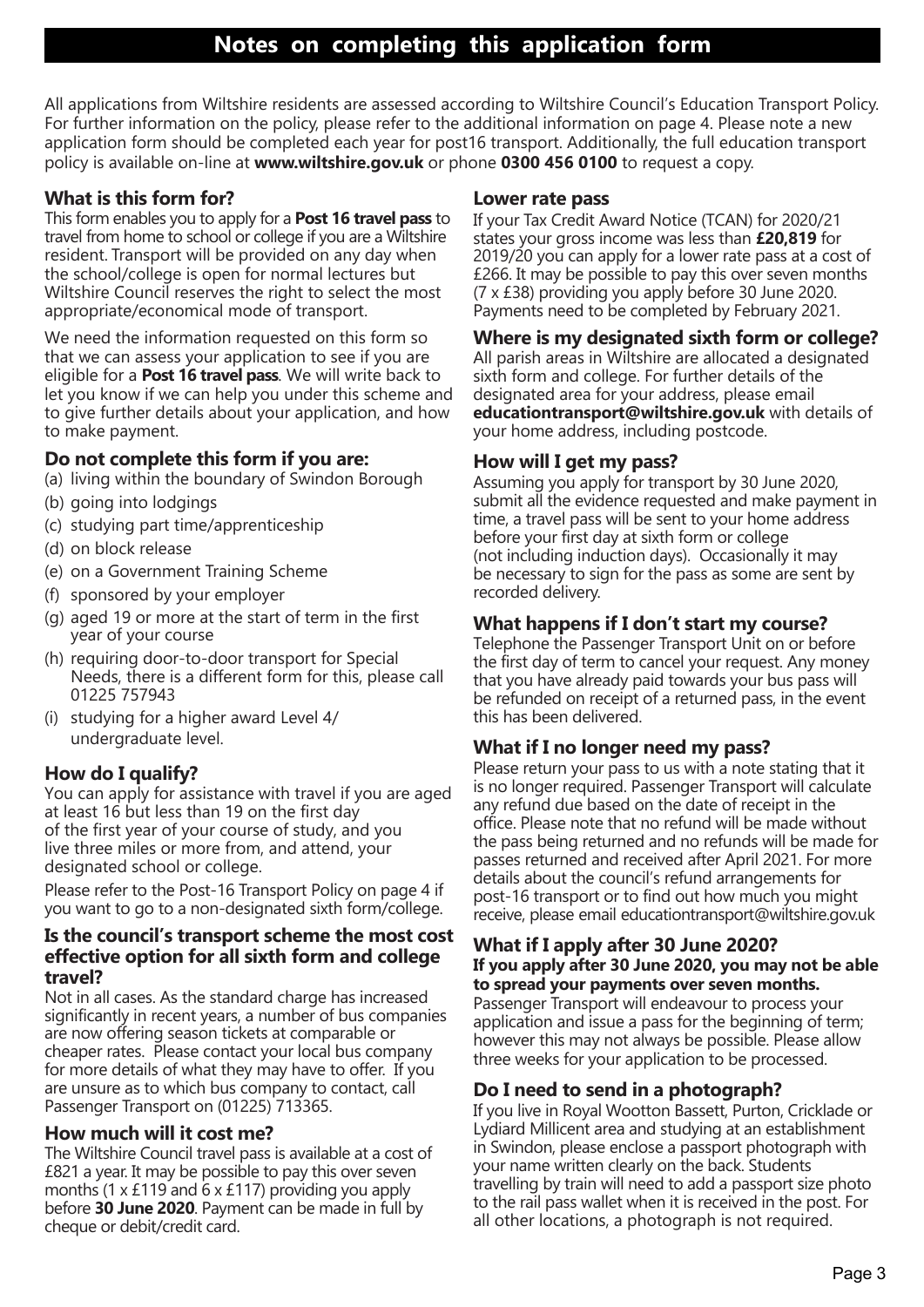# Notes on completing this application form

All applications from Wiltshire residents are assessed according to Wiltshire Council's Education Transport Policy. For further information on the policy, please refer to the additional information on page 4. Please note a new application form should be completed each year for post16 transport. Additionally, the full education transport policy is available on-line at **www.wiltshire.gov.uk** or phone **0300 456 0100** to request a copy.

## What is this form for?

This form enables you to apply for a **Post 16 travel pass** to travel from home to school or college if you are a Wiltshire resident. Transport will be provided on any day when the school/college is open for normal lectures but Wiltshire Council reserves the right to select the most appropriate/economical mode of transport.

We need the information requested on this form so that we can assess your application to see if you are eligible for a **Post 16 travel pass**. We will write back to let you know if we can help you under this scheme and to give further details about your application, and how to make payment.

## Do not complete this form if you are:

(a) living within the boundary of Swindon Borough

(b) going into lodgings

(c) studying part time/apprenticeship

(d) on block release

(e) on a Government Training Scheme

(f) sponsored by your employer

(g) aged 19 or more at the start of term in the first year of your course

(h) requiring door-to-door transport for Special Needs, there is a different form for this, please call 01225 757943

(i) studying for a higher award Level 4/ undergraduate level.

## How do I qualify?

You can apply for assistance with travel if you are aged at least 16 but less than 19 on the first day of the first year of your course of study, and you live three miles or more from, and attend, your designated school or college.

Please refer to the Post-16 Transport Policy on page 4 if you want to go to a non-designated sixth form/college.

## Is the council's transport scheme the most cost effective option for all sixth form and college travel?

Not in all cases. As the standard charge has increased significantly in recent years, a number of bus companies are now offering season tickets at comparable or cheaper rates. Please contact your local bus company for more details of what they may have to offer. If you are unsure as to which bus company to contact, call Passenger Transport on (01225) 713365.

## How much will it cost me?

The Wiltshire Council travel pass is available at a cost of £821 a year. It may be possible to pay this over seven months (1 x £119 and 6 x £117) providing you apply before **30 June 2020**. Payment can be made in full by cheque or debit/credit card.

## Lower rate pass

If your Tax Credit Award Notice (TCAN) for 2020/21 states your gross income was less than **£20,819** for 2019/20 you can apply for a lower rate pass at a cost of £266. It may be possible to pay this over seven months (7 x £38) providing you apply before 30 June 2020. Payments need to be completed by February 2021.

## Where is my designated sixth form or college?

All parish areas in Wiltshire are allocated a designated sixth form and college. For further details of the designated area for your address, please email **educationtransport@wiltshire.gov.uk** with details of your home address, including postcode.

## How will I get my pass?

Assuming you apply for transport by 30 June 2020, submit all the evidence requested and make payment in time, a travel pass will be sent to your home address before your first day at sixth form or college (not including induction days). Occasionally it may be necessary to sign for the pass as some are sent by recorded delivery.

## What happens if I don't start my course?

Telephone the Passenger Transport Unit on or before the first day of term to cancel your request. Any money that you have already paid towards your bus pass will be refunded on receipt of a returned pass, in the event this has been delivered.

## What if I no longer need my pass?

Please return your pass to us with a note stating that it is no longer required. Passenger Transport will calculate any refund due based on the date of receipt in the office. Please note that no refund will be made without the pass being returned and no refunds will be made for passes returned and received after April 2021. For more details about the council's refund arrangements for post-16 transport or to find out how much you might receive, please email educationtransport@wiltshire.gov.uk

## What if I apply after 30 June 2020?

**If you apply after 30 June 2020, you may not be able to spread your payments over seven months.**

Passenger Transport will endeavour to process your application and issue a pass for the beginning of term; however this may not always be possible. Please allow three weeks for your application to be processed.

## Do I need to send in a photograph?

If you live in Royal Wootton Bassett, Purton, Cricklade or Lydiard Millicent area and studying at an establishment in Swindon, please enclose a passport photograph with your name written clearly on the back. Students travelling by train will need to add a passport size photo to the rail pass wallet when it is received in the post. For all other locations, a photograph is not required.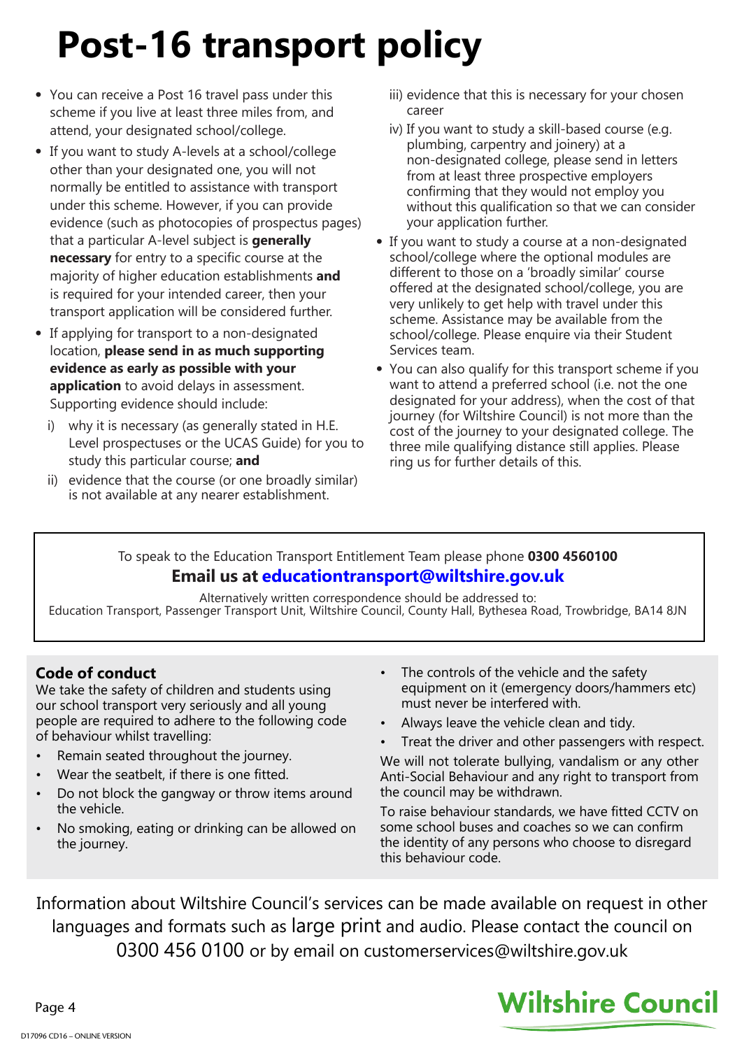# Post-16 transport policy

- You can receive a Post 16 travel pass under this scheme if you live at least three miles from, and attend, your designated school/college.
- If you want to study A-levels at a school/college other than your designated one, you will not normally be entitled to assistance with transport under this scheme. However, if you can provide evidence (such as photocopies of prospectus pages) that a particular A-level subject is **generally necessary** for entry to a specific course at the majority of higher education establishments **and** is required for your intended career, then your transport application will be considered further.
- If applying for transport to a non-designated location, **please send in as much supporting evidence as early as possible with your application** to avoid delays in assessment. Supporting evidence should include:
  - i) why it is necessary (as generally stated in H.E. Level prospectuses or the UCAS Guide) for you to study this particular course; **and**
  - ii) evidence that the course (or one broadly similar) is not available at any nearer establishment.
  - iii) evidence that this is necessary for your chosen career
  - iv) If you want to study a skill-based course (e.g. plumbing, carpentry and joinery) at a non-designated college, please send in letters from at least three prospective employers confirming that they would not employ you without this qualification so that we can consider your application further.
- If you want to study a course at a non-designated school/college where the optional modules are different to those on a 'broadly similar' course offered at the designated school/college, you are very unlikely to get help with travel under this scheme. Assistance may be available from the school/college. Please enquire via their Student Services team.
- You can also qualify for this transport scheme if you want to attend a preferred school (i.e. not the one designated for your address), when the cost of that journey (for Wiltshire Council) is not more than the cost of the journey to your designated college. The three mile qualifying distance still applies. Please ring us for further details of this.

To speak to the Education Transport Entitlement Team please phone **0300 4560100**

**Email us at educationtransport@wiltshire.gov.uk**

Alternatively written correspondence should be addressed to:
Education Transport, Passenger Transport Unit, Wiltshire Council, County Hall, Bythesea Road, Trowbridge, BA14 8JN

## Code of conduct

We take the safety of children and students using our school transport very seriously and all young people are required to adhere to the following code of behaviour whilst travelling:

- Remain seated throughout the journey.
- Wear the seatbelt, if there is one fitted.
- Do not block the gangway or throw items around the vehicle.
- No smoking, eating or drinking can be allowed on the journey.
- The controls of the vehicle and the safety equipment on it (emergency doors/hammers etc) must never be interfered with.
- Always leave the vehicle clean and tidy.
- Treat the driver and other passengers with respect.

We will not tolerate bullying, vandalism or any other Anti-Social Behaviour and any right to transport from the council may be withdrawn.

To raise behaviour standards, we have fitted CCTV on some school buses and coaches so we can confirm the identity of any persons who choose to disregard this behaviour code.

Information about Wiltshire Council's services can be made available on request in other languages and formats such as large print and audio. Please contact the council on 0300 456 0100 or by email on customerservices@wiltshire.gov.uk

Wiltshire Council

D17096 CD16 – ONLINE VERSION